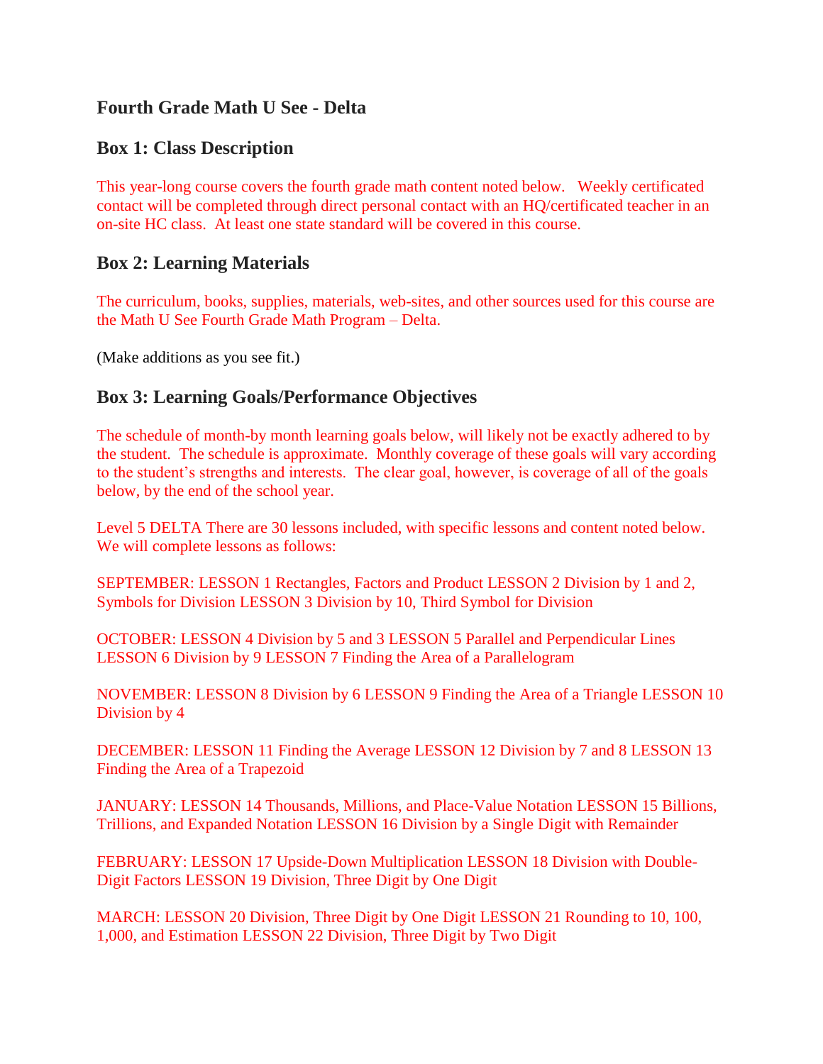# Fourth Grade Math U See - Delta

## Box 1: Class Description

This year-long course covers the fourth grade math content noted below. Weekly certificated contact will be completed through direct personal contact with an HQ/certificated teacher in an on-site HC class. At least one state standard will be covered in this course.

## Box 2: Learning Materials

The curriculum, books, supplies, materials, web-sites, and other sources used for this course are the Math U See Fourth Grade Math Program – Delta.

(Make additions as you see fit.)

## Box 3: Learning Goals/Performance Objectives

The schedule of month-by month learning goals below, will likely not be exactly adhered to by the student. The schedule is approximate. Monthly coverage of these goals will vary according to the student's strengths and interests. The clear goal, however, is coverage of all of the goals below, by the end of the school year.

Level 5 DELTA There are 30 lessons included, with specific lessons and content noted below. We will complete lessons as follows:

SEPTEMBER: LESSON 1 Rectangles, Factors and Product LESSON 2 Division by 1 and 2, Symbols for Division LESSON 3 Division by 10, Third Symbol for Division

OCTOBER: LESSON 4 Division by 5 and 3 LESSON 5 Parallel and Perpendicular Lines LESSON 6 Division by 9 LESSON 7 Finding the Area of a Parallelogram

NOVEMBER: LESSON 8 Division by 6 LESSON 9 Finding the Area of a Triangle LESSON 10 Division by 4

DECEMBER: LESSON 11 Finding the Average LESSON 12 Division by 7 and 8 LESSON 13 Finding the Area of a Trapezoid

JANUARY: LESSON 14 Thousands, Millions, and Place-Value Notation LESSON 15 Billions, Trillions, and Expanded Notation LESSON 16 Division by a Single Digit with Remainder

FEBRUARY: LESSON 17 Upside-Down Multiplication LESSON 18 Division with Double-Digit Factors LESSON 19 Division, Three Digit by One Digit

MARCH: LESSON 20 Division, Three Digit by One Digit LESSON 21 Rounding to 10, 100, 1,000, and Estimation LESSON 22 Division, Three Digit by Two Digit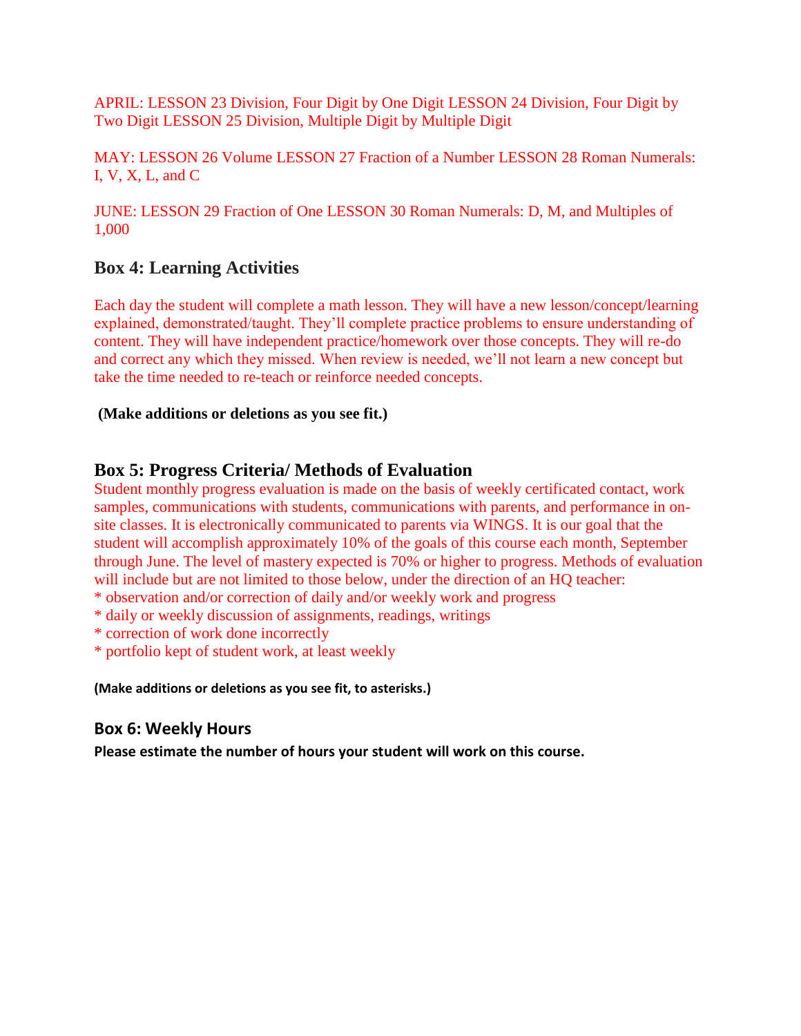APRIL: LESSON 23 Division, Four Digit by One Digit LESSON 24 Division, Four Digit by Two Digit LESSON 25 Division, Multiple Digit by Multiple Digit

MAY: LESSON 26 Volume LESSON 27 Fraction of a Number LESSON 28 Roman Numerals: I, V, X, L, and C

JUNE: LESSON 29 Fraction of One LESSON 30 Roman Numerals: D, M, and Multiples of 1,000

## Box 4: Learning Activities

Each day the student will complete a math lesson. They will have a new lesson/concept/learning explained, demonstrated/taught. They'll complete practice problems to ensure understanding of content. They will have independent practice/homework over those concepts. They will re-do and correct any which they missed. When review is needed, we'll not learn a new concept but take the time needed to re-teach or reinforce needed concepts.

**(Make additions or deletions as you see fit.)**

## Box 5: Progress Criteria/ Methods of Evaluation

Student monthly progress evaluation is made on the basis of weekly certificated contact, work samples, communications with students, communications with parents, and performance in on-site classes. It is electronically communicated to parents via WINGS. It is our goal that the student will accomplish approximately 10% of the goals of this course each month, September through June. The level of mastery expected is 70% or higher to progress. Methods of evaluation will include but are not limited to those below, under the direction of an HQ teacher:

* observation and/or correction of daily and/or weekly work and progress
* daily or weekly discussion of assignments, readings, writings
* correction of work done incorrectly
* portfolio kept of student work, at least weekly

**(Make additions or deletions as you see fit, to asterisks.)**

## Box 6: Weekly Hours

**Please estimate the number of hours your student will work on this course.**